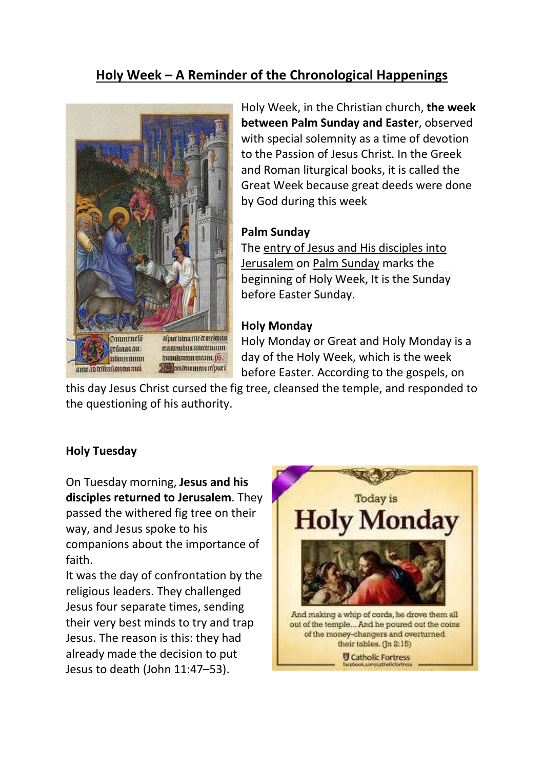# Holy Week – A Reminder of the Chronological Happenings

Holy Week, in the Christian church, **the week between Palm Sunday and Easter**, observed with special solemnity as a time of devotion to the Passion of Jesus Christ. In the Greek and Roman liturgical books, it is called the Great Week because great deeds were done by God during this week

**Palm Sunday**

The entry of Jesus and His disciples into Jerusalem on Palm Sunday marks the beginning of Holy Week, It is the Sunday before Easter Sunday.

**Holy Monday**

Holy Monday or Great and Holy Monday is a day of the Holy Week, which is the week before Easter. According to the gospels, on this day Jesus Christ cursed the fig tree, cleansed the temple, and responded to the questioning of his authority.

**Holy Tuesday**

On Tuesday morning, **Jesus and his disciples returned to Jerusalem**. They passed the withered fig tree on their way, and Jesus spoke to his companions about the importance of faith.

It was the day of confrontation by the religious leaders. They challenged Jesus four separate times, sending their very best minds to try and trap Jesus. The reason is this: they had already made the decision to put Jesus to death (John 11:47–53).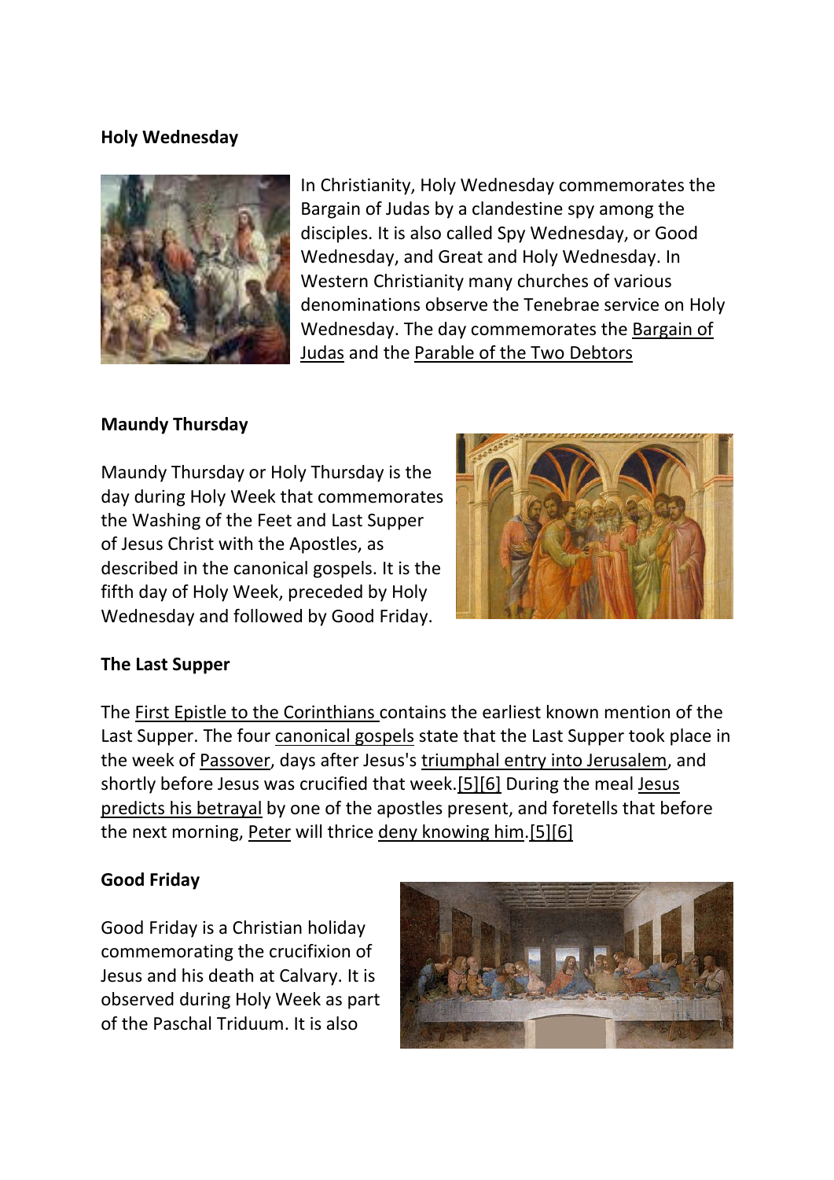**Holy Wednesday**

In Christianity, Holy Wednesday commemorates the Bargain of Judas by a clandestine spy among the disciples. It is also called Spy Wednesday, or Good Wednesday, and Great and Holy Wednesday. In Western Christianity many churches of various denominations observe the Tenebrae service on Holy Wednesday. The day commemorates the Bargain of Judas and the Parable of the Two Debtors

**Maundy Thursday**

Maundy Thursday or Holy Thursday is the day during Holy Week that commemorates the Washing of the Feet and Last Supper of Jesus Christ with the Apostles, as described in the canonical gospels. It is the fifth day of Holy Week, preceded by Holy Wednesday and followed by Good Friday.

**The Last Supper**

The First Epistle to the Corinthians contains the earliest known mention of the Last Supper. The four canonical gospels state that the Last Supper took place in the week of Passover, days after Jesus's triumphal entry into Jerusalem, and shortly before Jesus was crucified that week.[5][6] During the meal Jesus predicts his betrayal by one of the apostles present, and foretells that before the next morning, Peter will thrice deny knowing him.[5][6]

**Good Friday**

Good Friday is a Christian holiday commemorating the crucifixion of Jesus and his death at Calvary. It is observed during Holy Week as part of the Paschal Triduum. It is also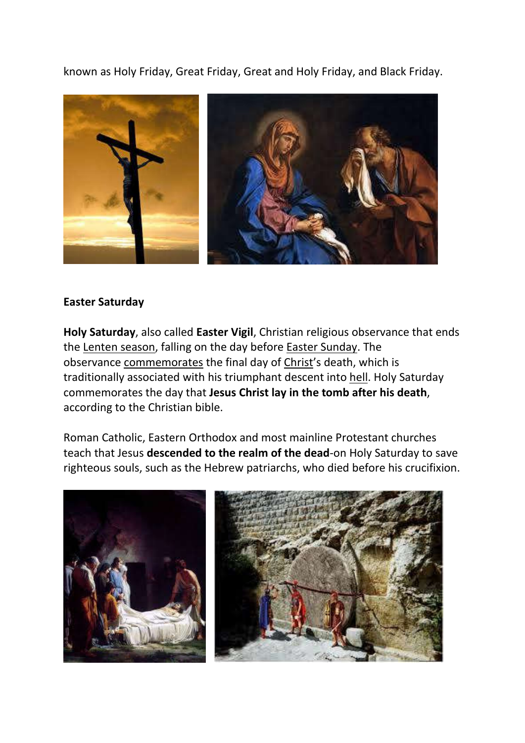known as Holy Friday, Great Friday, Great and Holy Friday, and Black Friday.

**Easter Saturday**

**Holy Saturday**, also called **Easter Vigil**, Christian religious observance that ends the Lenten season, falling on the day before Easter Sunday. The observance commemorates the final day of Christ's death, which is traditionally associated with his triumphant descent into hell. Holy Saturday commemorates the day that **Jesus Christ lay in the tomb after his death**, according to the Christian bible.

Roman Catholic, Eastern Orthodox and most mainline Protestant churches teach that Jesus **descended to the realm of the dead**-on Holy Saturday to save righteous souls, such as the Hebrew patriarchs, who died before his crucifixion.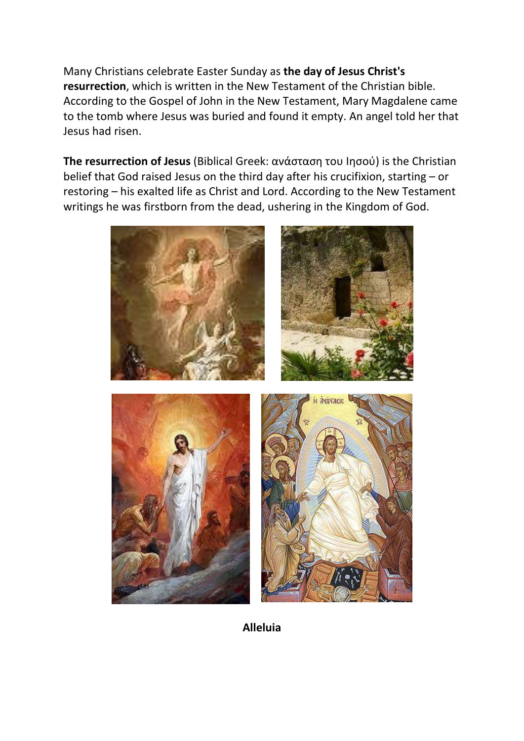Many Christians celebrate Easter Sunday as **the day of Jesus Christ's resurrection**, which is written in the New Testament of the Christian bible. According to the Gospel of John in the New Testament, Mary Magdalene came to the tomb where Jesus was buried and found it empty. An angel told her that Jesus had risen.

**The resurrection of Jesus** (Biblical Greek: ανάσταση του Ιησού) is the Christian belief that God raised Jesus on the third day after his crucifixion, starting – or restoring – his exalted life as Christ and Lord. According to the New Testament writings he was firstborn from the dead, ushering in the Kingdom of God.

**Alleluia**